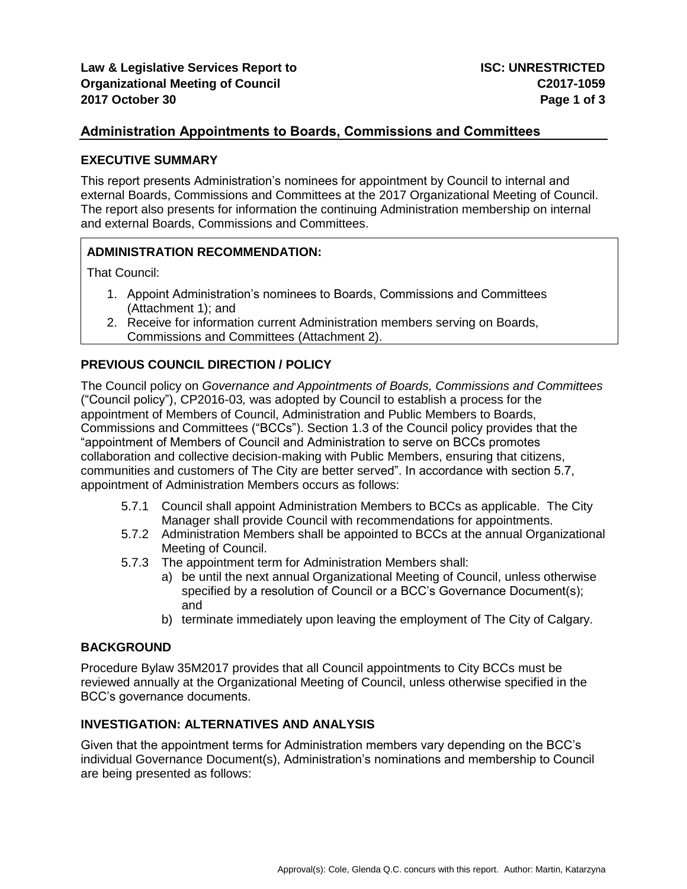**Law & Legislative Services Report to Organizational Meeting of Council**
**2017 October 30**

**ISC: UNRESTRICTED**
**C2017-1059**

## Administration Appointments to Boards, Commissions and Committees

### EXECUTIVE SUMMARY

This report presents Administration's nominees for appointment by Council to internal and external Boards, Commissions and Committees at the 2017 Organizational Meeting of Council. The report also presents for information the continuing Administration membership on internal and external Boards, Commissions and Committees.

### ADMINISTRATION RECOMMENDATION:

That Council:

1. Appoint Administration's nominees to Boards, Commissions and Committees (Attachment 1); and
2. Receive for information current Administration members serving on Boards, Commissions and Committees (Attachment 2).

### PREVIOUS COUNCIL DIRECTION / POLICY

The Council policy on *Governance and Appointments of Boards, Commissions and Committees* ("Council policy"), CP2016-03, was adopted by Council to establish a process for the appointment of Members of Council, Administration and Public Members to Boards, Commissions and Committees ("BCCs"). Section 1.3 of the Council policy provides that the "appointment of Members of Council and Administration to serve on BCCs promotes collaboration and collective decision-making with Public Members, ensuring that citizens, communities and customers of The City are better served". In accordance with section 5.7, appointment of Administration Members occurs as follows:

- 5.7.1 Council shall appoint Administration Members to BCCs as applicable. The City Manager shall provide Council with recommendations for appointments.
- 5.7.2 Administration Members shall be appointed to BCCs at the annual Organizational Meeting of Council.
- 5.7.3 The appointment term for Administration Members shall:
  - a) be until the next annual Organizational Meeting of Council, unless otherwise specified by a resolution of Council or a BCC's Governance Document(s); and
  - b) terminate immediately upon leaving the employment of The City of Calgary.

### BACKGROUND

Procedure Bylaw 35M2017 provides that all Council appointments to City BCCs must be reviewed annually at the Organizational Meeting of Council, unless otherwise specified in the BCC's governance documents.

### INVESTIGATION: ALTERNATIVES AND ANALYSIS

Given that the appointment terms for Administration members vary depending on the BCC's individual Governance Document(s), Administration's nominations and membership to Council are being presented as follows:

Approval(s): Cole, Glenda Q.C. concurs with this report. Author: Martin, Katarzyna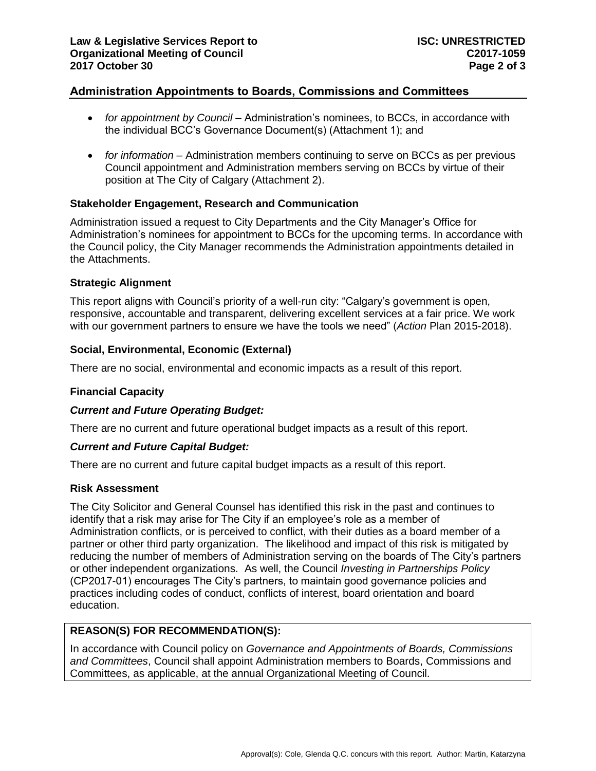## Administration Appointments to Boards, Commissions and Committees

- *for appointment by Council* – Administration's nominees, to BCCs, in accordance with the individual BCC's Governance Document(s) (Attachment 1); and
- *for information* – Administration members continuing to serve on BCCs as per previous Council appointment and Administration members serving on BCCs by virtue of their position at The City of Calgary (Attachment 2).

### Stakeholder Engagement, Research and Communication

Administration issued a request to City Departments and the City Manager's Office for Administration's nominees for appointment to BCCs for the upcoming terms. In accordance with the Council policy, the City Manager recommends the Administration appointments detailed in the Attachments.

### Strategic Alignment

This report aligns with Council's priority of a well-run city: "Calgary's government is open, responsive, accountable and transparent, delivering excellent services at a fair price. We work with our government partners to ensure we have the tools we need" (*Action* Plan 2015-2018).

### Social, Environmental, Economic (External)

There are no social, environmental and economic impacts as a result of this report.

### Financial Capacity

#### *Current and Future Operating Budget:*

There are no current and future operational budget impacts as a result of this report.

#### *Current and Future Capital Budget:*

There are no current and future capital budget impacts as a result of this report.

### Risk Assessment

The City Solicitor and General Counsel has identified this risk in the past and continues to identify that a risk may arise for The City if an employee's role as a member of Administration conflicts, or is perceived to conflict, with their duties as a board member of a partner or other third party organization. The likelihood and impact of this risk is mitigated by reducing the number of members of Administration serving on the boards of The City's partners or other independent organizations. As well, the Council *Investing in Partnerships Policy* (CP2017-01) encourages The City's partners, to maintain good governance policies and practices including codes of conduct, conflicts of interest, board orientation and board education.

### REASON(S) FOR RECOMMENDATION(S):

In accordance with Council policy on *Governance and Appointments of Boards, Commissions and Committees*, Council shall appoint Administration members to Boards, Commissions and Committees, as applicable, at the annual Organizational Meeting of Council.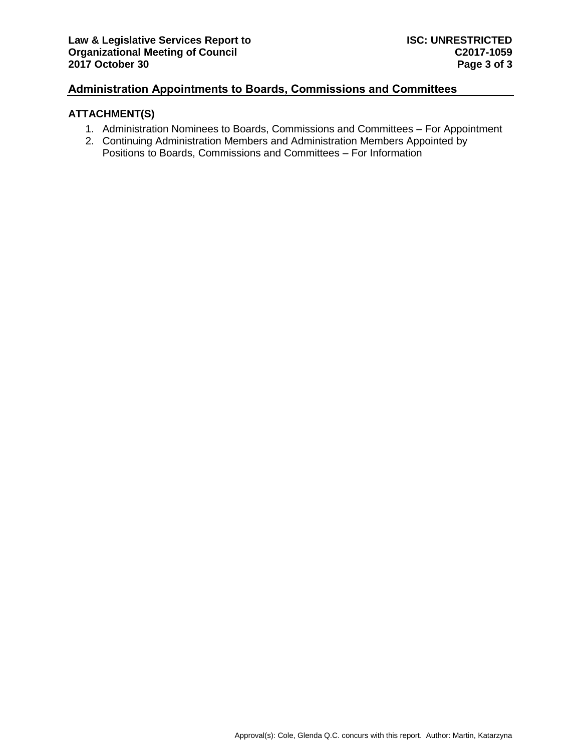## Administration Appointments to Boards, Commissions and Committees

### ATTACHMENT(S)

1. Administration Nominees to Boards, Commissions and Committees – For Appointment
2. Continuing Administration Members and Administration Members Appointed by Positions to Boards, Commissions and Committees – For Information

Approval(s): Cole, Glenda Q.C. concurs with this report. Author: Martin, Katarzyna